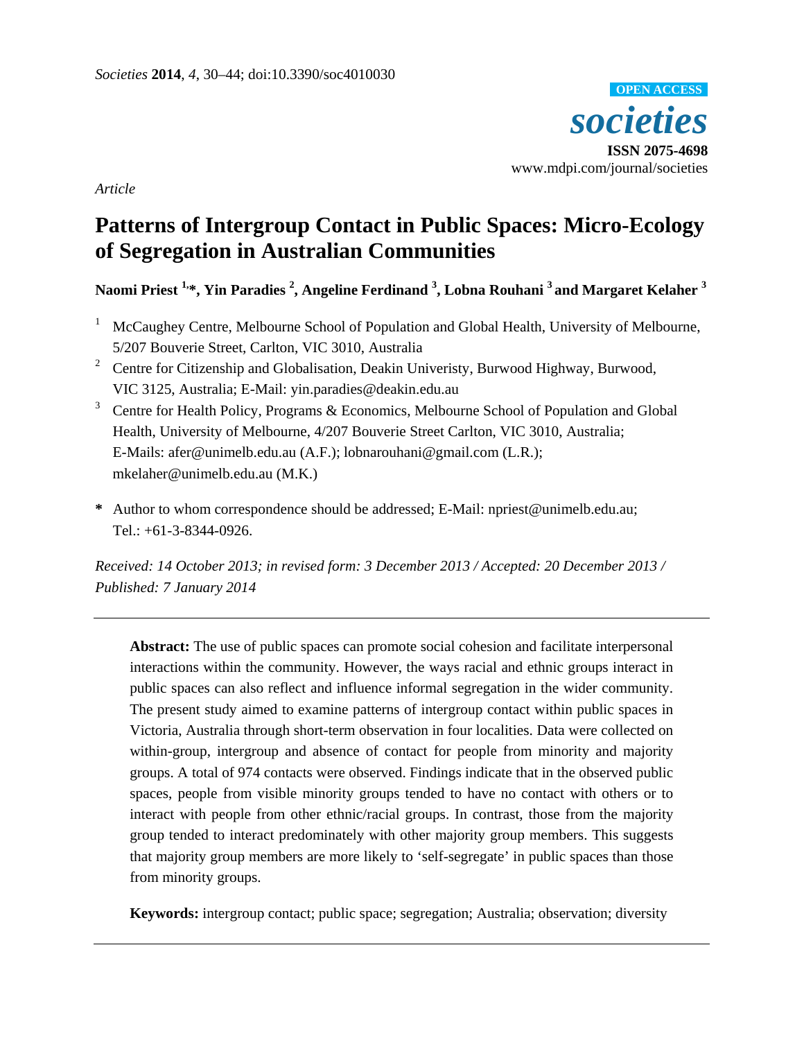*Article*

# Patterns of Intergroup Contact in Public Spaces: Micro-Ecology of Segregation in Australian Communities

**Naomi Priest [1,*], Yin Paradies [2], Angeline Ferdinand [3], Lobna Rouhani [3] and Margaret Kelaher [3]**

[1] McCaughey Centre, Melbourne School of Population and Global Health, University of Melbourne, 5/207 Bouverie Street, Carlton, VIC 3010, Australia

[2] Centre for Citizenship and Globalisation, Deakin Univeristy, Burwood Highway, Burwood, VIC 3125, Australia; E-Mail: yin.paradies@deakin.edu.au

[3] Centre for Health Policy, Programs & Economics, Melbourne School of Population and Global Health, University of Melbourne, 4/207 Bouverie Street Carlton, VIC 3010, Australia; E-Mails: afer@unimelb.edu.au (A.F.); lobnarouhani@gmail.com (L.R.); mkelaher@unimelb.edu.au (M.K.)

\* Author to whom correspondence should be addressed; E-Mail: npriest@unimelb.edu.au; Tel.: +61-3-8344-0926.

*Received: 14 October 2013; in revised form: 3 December 2013 / Accepted: 20 December 2013 / Published: 7 January 2014*

---

**Abstract:** The use of public spaces can promote social cohesion and facilitate interpersonal interactions within the community. However, the ways racial and ethnic groups interact in public spaces can also reflect and influence informal segregation in the wider community. The present study aimed to examine patterns of intergroup contact within public spaces in Victoria, Australia through short-term observation in four localities. Data were collected on within-group, intergroup and absence of contact for people from minority and majority groups. A total of 974 contacts were observed. Findings indicate that in the observed public spaces, people from visible minority groups tended to have no contact with others or to interact with people from other ethnic/racial groups. In contrast, those from the majority group tended to interact predominately with other majority group members. This suggests that majority group members are more likely to 'self-segregate' in public spaces than those from minority groups.

**Keywords:** intergroup contact; public space; segregation; Australia; observation; diversity

---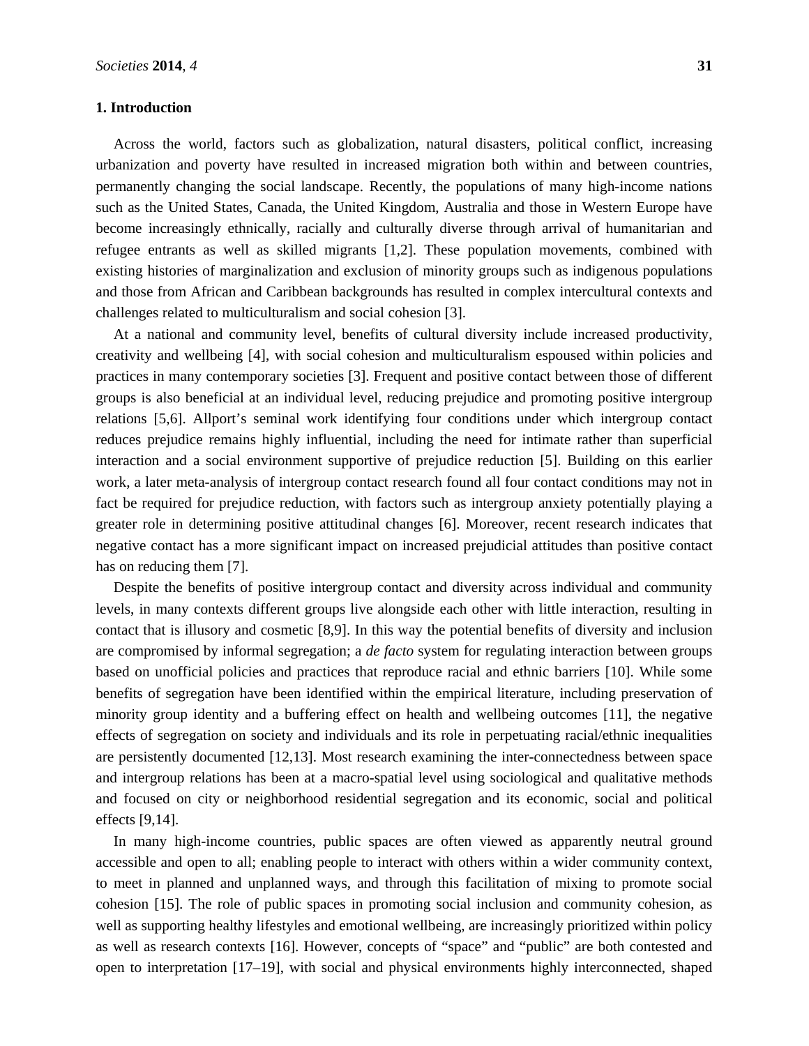## 1. Introduction

Across the world, factors such as globalization, natural disasters, political conflict, increasing urbanization and poverty have resulted in increased migration both within and between countries, permanently changing the social landscape. Recently, the populations of many high-income nations such as the United States, Canada, the United Kingdom, Australia and those in Western Europe have become increasingly ethnically, racially and culturally diverse through arrival of humanitarian and refugee entrants as well as skilled migrants [1,2]. These population movements, combined with existing histories of marginalization and exclusion of minority groups such as indigenous populations and those from African and Caribbean backgrounds has resulted in complex intercultural contexts and challenges related to multiculturalism and social cohesion [3].

At a national and community level, benefits of cultural diversity include increased productivity, creativity and wellbeing [4], with social cohesion and multiculturalism espoused within policies and practices in many contemporary societies [3]. Frequent and positive contact between those of different groups is also beneficial at an individual level, reducing prejudice and promoting positive intergroup relations [5,6]. Allport's seminal work identifying four conditions under which intergroup contact reduces prejudice remains highly influential, including the need for intimate rather than superficial interaction and a social environment supportive of prejudice reduction [5]. Building on this earlier work, a later meta-analysis of intergroup contact research found all four contact conditions may not in fact be required for prejudice reduction, with factors such as intergroup anxiety potentially playing a greater role in determining positive attitudinal changes [6]. Moreover, recent research indicates that negative contact has a more significant impact on increased prejudicial attitudes than positive contact has on reducing them [7].

Despite the benefits of positive intergroup contact and diversity across individual and community levels, in many contexts different groups live alongside each other with little interaction, resulting in contact that is illusory and cosmetic [8,9]. In this way the potential benefits of diversity and inclusion are compromised by informal segregation; a *de facto* system for regulating interaction between groups based on unofficial policies and practices that reproduce racial and ethnic barriers [10]. While some benefits of segregation have been identified within the empirical literature, including preservation of minority group identity and a buffering effect on health and wellbeing outcomes [11], the negative effects of segregation on society and individuals and its role in perpetuating racial/ethnic inequalities are persistently documented [12,13]. Most research examining the inter-connectedness between space and intergroup relations has been at a macro-spatial level using sociological and qualitative methods and focused on city or neighborhood residential segregation and its economic, social and political effects [9,14].

In many high-income countries, public spaces are often viewed as apparently neutral ground accessible and open to all; enabling people to interact with others within a wider community context, to meet in planned and unplanned ways, and through this facilitation of mixing to promote social cohesion [15]. The role of public spaces in promoting social inclusion and community cohesion, as well as supporting healthy lifestyles and emotional wellbeing, are increasingly prioritized within policy as well as research contexts [16]. However, concepts of "space" and "public" are both contested and open to interpretation [17–19], with social and physical environments highly interconnected, shaped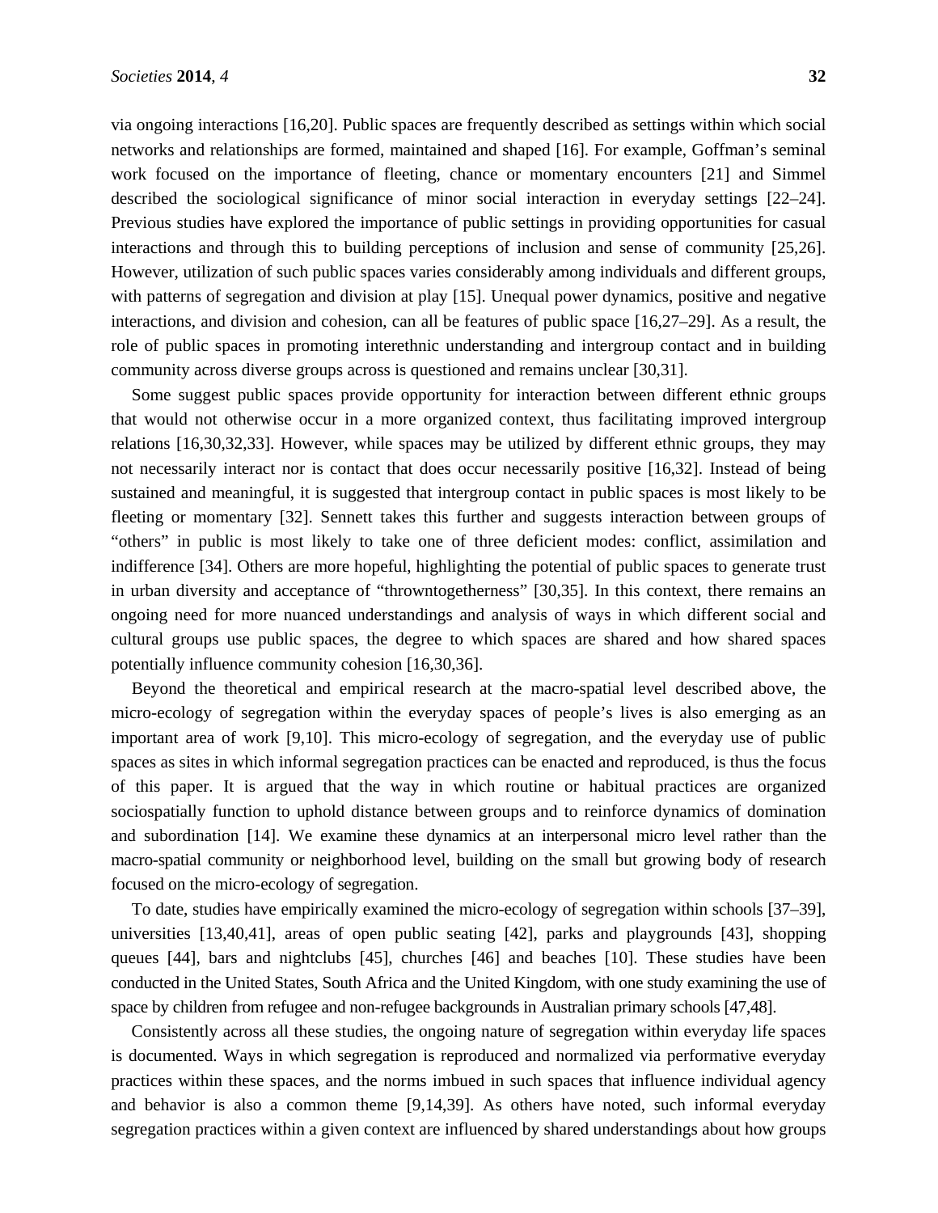via ongoing interactions [16,20]. Public spaces are frequently described as settings within which social networks and relationships are formed, maintained and shaped [16]. For example, Goffman's seminal work focused on the importance of fleeting, chance or momentary encounters [21] and Simmel described the sociological significance of minor social interaction in everyday settings [22–24]. Previous studies have explored the importance of public settings in providing opportunities for casual interactions and through this to building perceptions of inclusion and sense of community [25,26]. However, utilization of such public spaces varies considerably among individuals and different groups, with patterns of segregation and division at play [15]. Unequal power dynamics, positive and negative interactions, and division and cohesion, can all be features of public space [16,27–29]. As a result, the role of public spaces in promoting interethnic understanding and intergroup contact and in building community across diverse groups across is questioned and remains unclear [30,31].

Some suggest public spaces provide opportunity for interaction between different ethnic groups that would not otherwise occur in a more organized context, thus facilitating improved intergroup relations [16,30,32,33]. However, while spaces may be utilized by different ethnic groups, they may not necessarily interact nor is contact that does occur necessarily positive [16,32]. Instead of being sustained and meaningful, it is suggested that intergroup contact in public spaces is most likely to be fleeting or momentary [32]. Sennett takes this further and suggests interaction between groups of "others" in public is most likely to take one of three deficient modes: conflict, assimilation and indifference [34]. Others are more hopeful, highlighting the potential of public spaces to generate trust in urban diversity and acceptance of "throwntogetherness" [30,35]. In this context, there remains an ongoing need for more nuanced understandings and analysis of ways in which different social and cultural groups use public spaces, the degree to which spaces are shared and how shared spaces potentially influence community cohesion [16,30,36].

Beyond the theoretical and empirical research at the macro-spatial level described above, the micro-ecology of segregation within the everyday spaces of people's lives is also emerging as an important area of work [9,10]. This micro-ecology of segregation, and the everyday use of public spaces as sites in which informal segregation practices can be enacted and reproduced, is thus the focus of this paper. It is argued that the way in which routine or habitual practices are organized sociospatially function to uphold distance between groups and to reinforce dynamics of domination and subordination [14]. We examine these dynamics at an interpersonal micro level rather than the macro-spatial community or neighborhood level, building on the small but growing body of research focused on the micro-ecology of segregation.

To date, studies have empirically examined the micro-ecology of segregation within schools [37–39], universities [13,40,41], areas of open public seating [42], parks and playgrounds [43], shopping queues [44], bars and nightclubs [45], churches [46] and beaches [10]. These studies have been conducted in the United States, South Africa and the United Kingdom, with one study examining the use of space by children from refugee and non-refugee backgrounds in Australian primary schools [47,48].

Consistently across all these studies, the ongoing nature of segregation within everyday life spaces is documented. Ways in which segregation is reproduced and normalized via performative everyday practices within these spaces, and the norms imbued in such spaces that influence individual agency and behavior is also a common theme [9,14,39]. As others have noted, such informal everyday segregation practices within a given context are influenced by shared understandings about how groups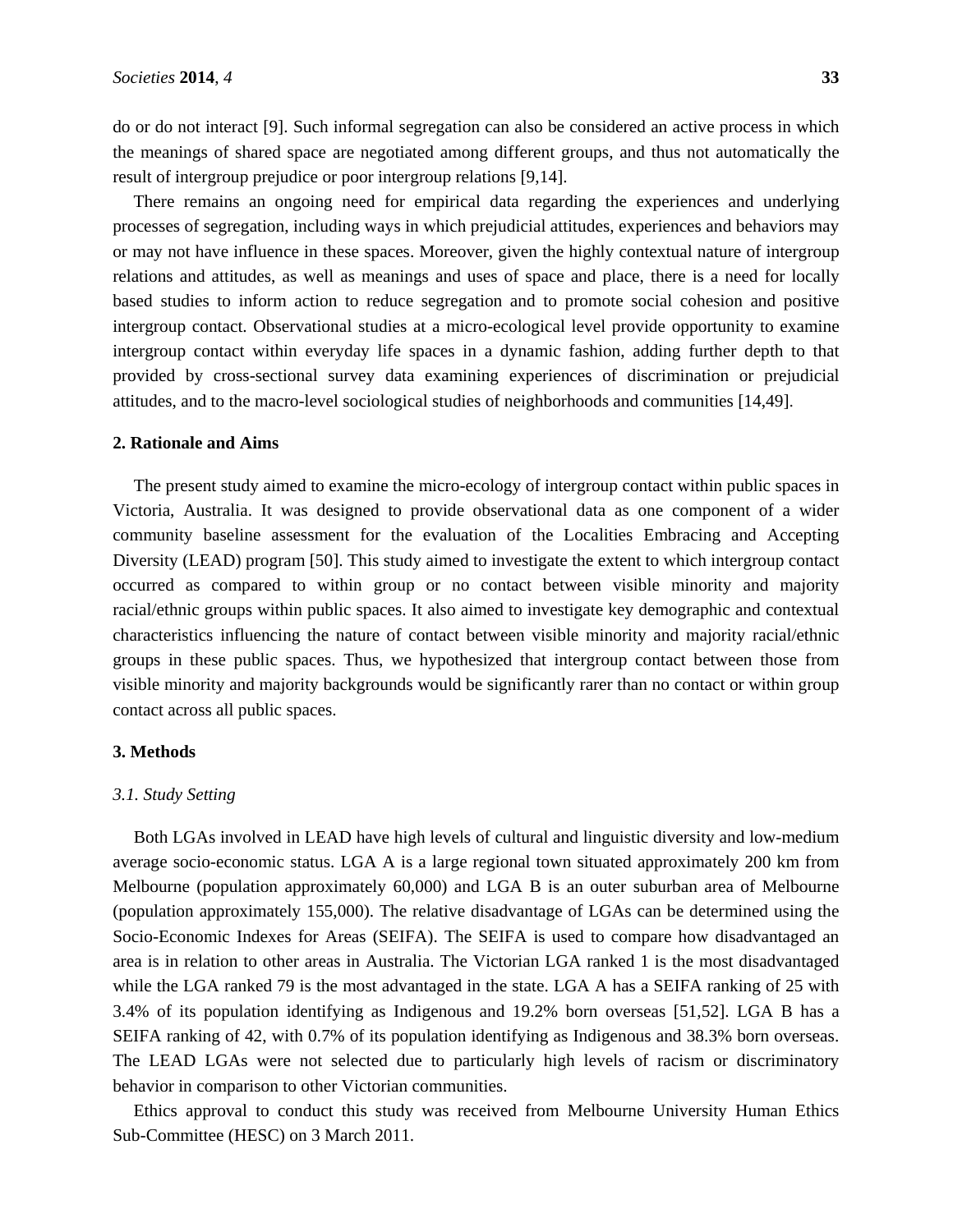do or do not interact [9]. Such informal segregation can also be considered an active process in which the meanings of shared space are negotiated among different groups, and thus not automatically the result of intergroup prejudice or poor intergroup relations [9,14].

There remains an ongoing need for empirical data regarding the experiences and underlying processes of segregation, including ways in which prejudicial attitudes, experiences and behaviors may or may not have influence in these spaces. Moreover, given the highly contextual nature of intergroup relations and attitudes, as well as meanings and uses of space and place, there is a need for locally based studies to inform action to reduce segregation and to promote social cohesion and positive intergroup contact. Observational studies at a micro-ecological level provide opportunity to examine intergroup contact within everyday life spaces in a dynamic fashion, adding further depth to that provided by cross-sectional survey data examining experiences of discrimination or prejudicial attitudes, and to the macro-level sociological studies of neighborhoods and communities [14,49].

## 2. Rationale and Aims

The present study aimed to examine the micro-ecology of intergroup contact within public spaces in Victoria, Australia. It was designed to provide observational data as one component of a wider community baseline assessment for the evaluation of the Localities Embracing and Accepting Diversity (LEAD) program [50]. This study aimed to investigate the extent to which intergroup contact occurred as compared to within group or no contact between visible minority and majority racial/ethnic groups within public spaces. It also aimed to investigate key demographic and contextual characteristics influencing the nature of contact between visible minority and majority racial/ethnic groups in these public spaces. Thus, we hypothesized that intergroup contact between those from visible minority and majority backgrounds would be significantly rarer than no contact or within group contact across all public spaces.

## 3. Methods

### *3.1. Study Setting*

Both LGAs involved in LEAD have high levels of cultural and linguistic diversity and low-medium average socio-economic status. LGA A is a large regional town situated approximately 200 km from Melbourne (population approximately 60,000) and LGA B is an outer suburban area of Melbourne (population approximately 155,000). The relative disadvantage of LGAs can be determined using the Socio-Economic Indexes for Areas (SEIFA). The SEIFA is used to compare how disadvantaged an area is in relation to other areas in Australia. The Victorian LGA ranked 1 is the most disadvantaged while the LGA ranked 79 is the most advantaged in the state. LGA A has a SEIFA ranking of 25 with 3.4% of its population identifying as Indigenous and 19.2% born overseas [51,52]. LGA B has a SEIFA ranking of 42, with 0.7% of its population identifying as Indigenous and 38.3% born overseas. The LEAD LGAs were not selected due to particularly high levels of racism or discriminatory behavior in comparison to other Victorian communities.

Ethics approval to conduct this study was received from Melbourne University Human Ethics Sub-Committee (HESC) on 3 March 2011.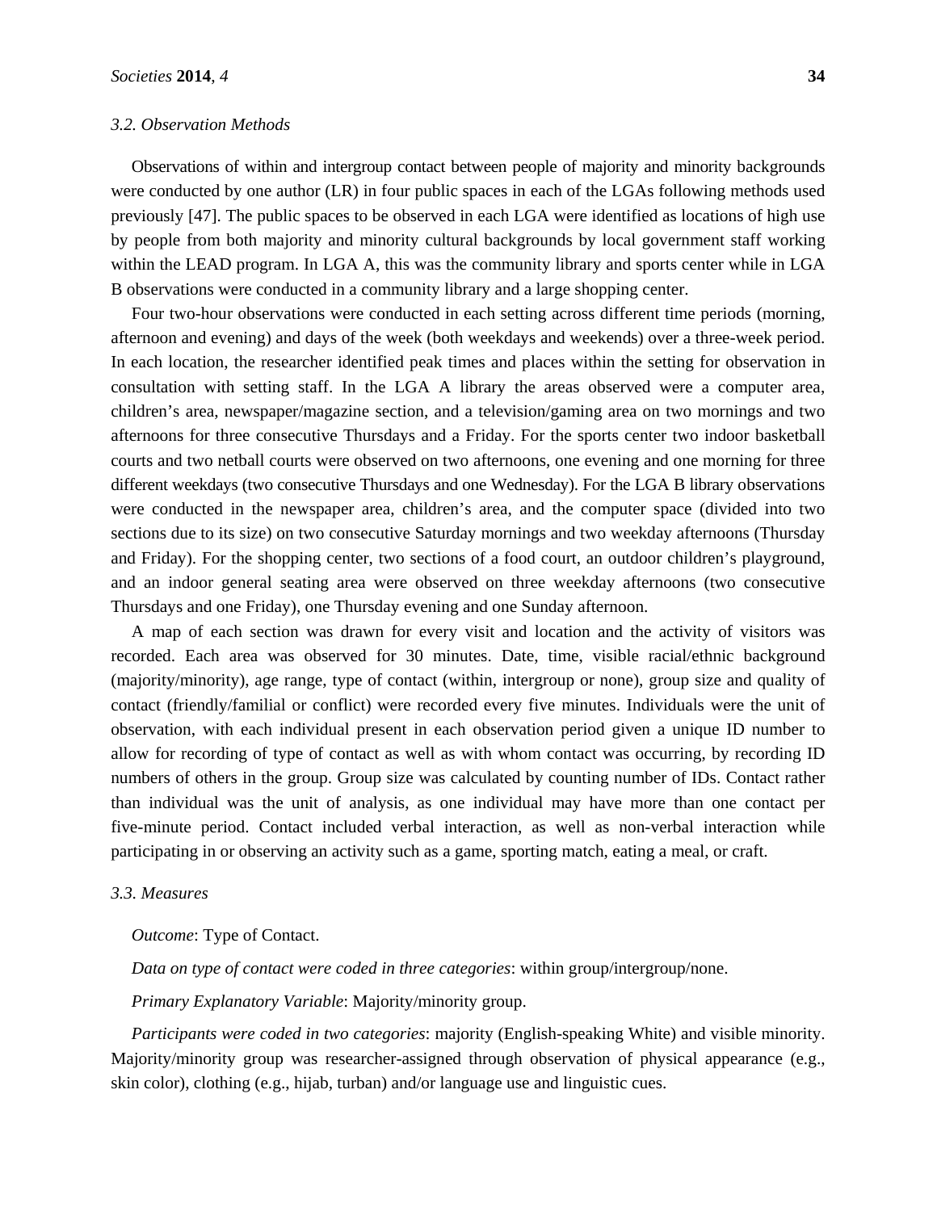### 3.2. Observation Methods

Observations of within and intergroup contact between people of majority and minority backgrounds were conducted by one author (LR) in four public spaces in each of the LGAs following methods used previously [47]. The public spaces to be observed in each LGA were identified as locations of high use by people from both majority and minority cultural backgrounds by local government staff working within the LEAD program. In LGA A, this was the community library and sports center while in LGA B observations were conducted in a community library and a large shopping center.

Four two-hour observations were conducted in each setting across different time periods (morning, afternoon and evening) and days of the week (both weekdays and weekends) over a three-week period. In each location, the researcher identified peak times and places within the setting for observation in consultation with setting staff. In the LGA A library the areas observed were a computer area, children's area, newspaper/magazine section, and a television/gaming area on two mornings and two afternoons for three consecutive Thursdays and a Friday. For the sports center two indoor basketball courts and two netball courts were observed on two afternoons, one evening and one morning for three different weekdays (two consecutive Thursdays and one Wednesday). For the LGA B library observations were conducted in the newspaper area, children's area, and the computer space (divided into two sections due to its size) on two consecutive Saturday mornings and two weekday afternoons (Thursday and Friday). For the shopping center, two sections of a food court, an outdoor children's playground, and an indoor general seating area were observed on three weekday afternoons (two consecutive Thursdays and one Friday), one Thursday evening and one Sunday afternoon.

A map of each section was drawn for every visit and location and the activity of visitors was recorded. Each area was observed for 30 minutes. Date, time, visible racial/ethnic background (majority/minority), age range, type of contact (within, intergroup or none), group size and quality of contact (friendly/familial or conflict) were recorded every five minutes. Individuals were the unit of observation, with each individual present in each observation period given a unique ID number to allow for recording of type of contact as well as with whom contact was occurring, by recording ID numbers of others in the group. Group size was calculated by counting number of IDs. Contact rather than individual was the unit of analysis, as one individual may have more than one contact per five-minute period. Contact included verbal interaction, as well as non-verbal interaction while participating in or observing an activity such as a game, sporting match, eating a meal, or craft.

### 3.3. Measures

*Outcome*: Type of Contact.

*Data on type of contact were coded in three categories*: within group/intergroup/none.

*Primary Explanatory Variable*: Majority/minority group.

*Participants were coded in two categories*: majority (English-speaking White) and visible minority. Majority/minority group was researcher-assigned through observation of physical appearance (e.g., skin color), clothing (e.g., hijab, turban) and/or language use and linguistic cues.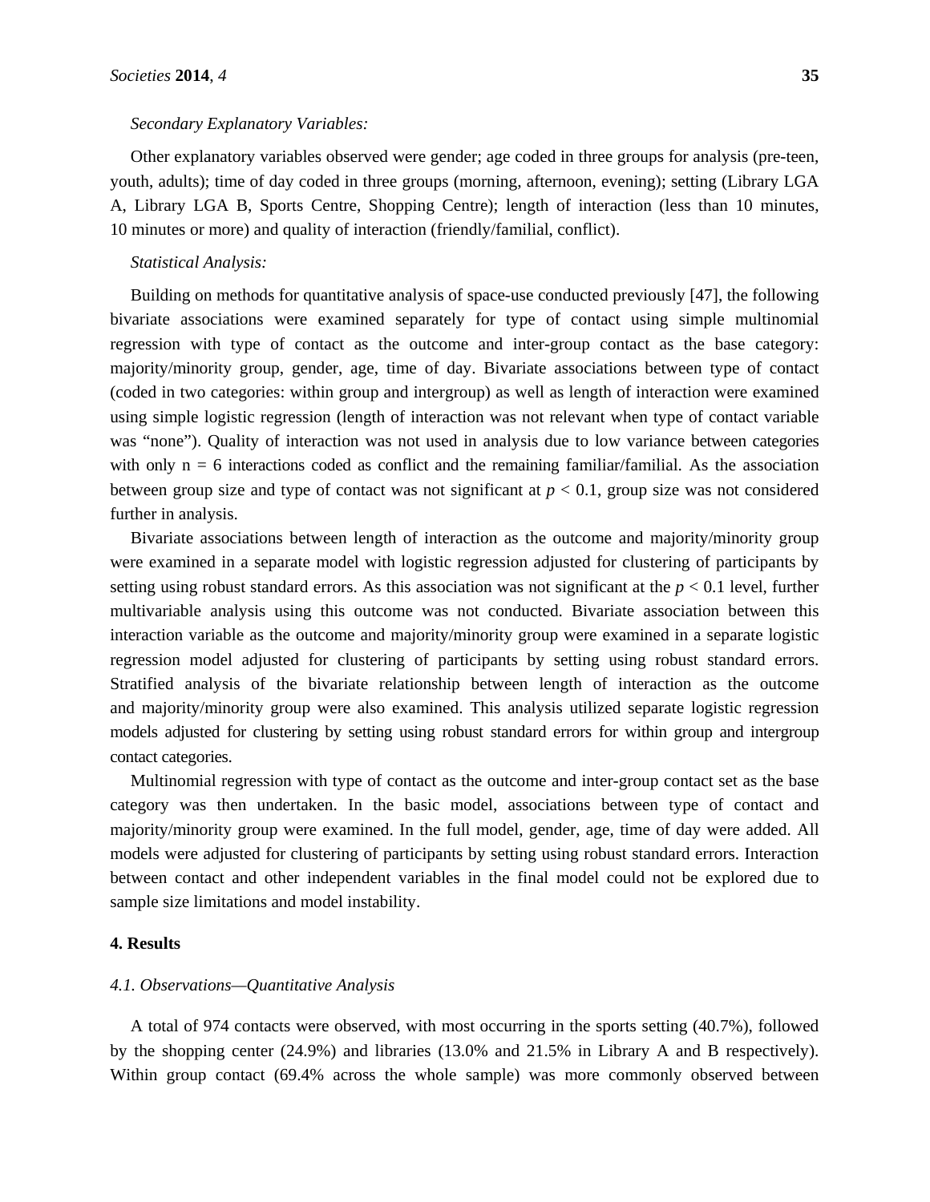*Secondary Explanatory Variables:*

Other explanatory variables observed were gender; age coded in three groups for analysis (pre-teen, youth, adults); time of day coded in three groups (morning, afternoon, evening); setting (Library LGA A, Library LGA B, Sports Centre, Shopping Centre); length of interaction (less than 10 minutes, 10 minutes or more) and quality of interaction (friendly/familial, conflict).

*Statistical Analysis:*

Building on methods for quantitative analysis of space-use conducted previously [47], the following bivariate associations were examined separately for type of contact using simple multinomial regression with type of contact as the outcome and inter-group contact as the base category: majority/minority group, gender, age, time of day. Bivariate associations between type of contact (coded in two categories: within group and intergroup) as well as length of interaction were examined using simple logistic regression (length of interaction was not relevant when type of contact variable was "none"). Quality of interaction was not used in analysis due to low variance between categories with only n = 6 interactions coded as conflict and the remaining familiar/familial. As the association between group size and type of contact was not significant at $p < 0.1$, group size was not considered further in analysis.

Bivariate associations between length of interaction as the outcome and majority/minority group were examined in a separate model with logistic regression adjusted for clustering of participants by setting using robust standard errors. As this association was not significant at the $p < 0.1$ level, further multivariable analysis using this outcome was not conducted. Bivariate association between this interaction variable as the outcome and majority/minority group were examined in a separate logistic regression model adjusted for clustering of participants by setting using robust standard errors. Stratified analysis of the bivariate relationship between length of interaction as the outcome and majority/minority group were also examined. This analysis utilized separate logistic regression models adjusted for clustering by setting using robust standard errors for within group and intergroup contact categories.

Multinomial regression with type of contact as the outcome and inter-group contact set as the base category was then undertaken. In the basic model, associations between type of contact and majority/minority group were examined. In the full model, gender, age, time of day were added. All models were adjusted for clustering of participants by setting using robust standard errors. Interaction between contact and other independent variables in the final model could not be explored due to sample size limitations and model instability.

## 4. Results

### *4.1. Observations—Quantitative Analysis*

A total of 974 contacts were observed, with most occurring in the sports setting (40.7%), followed by the shopping center (24.9%) and libraries (13.0% and 21.5% in Library A and B respectively). Within group contact (69.4% across the whole sample) was more commonly observed between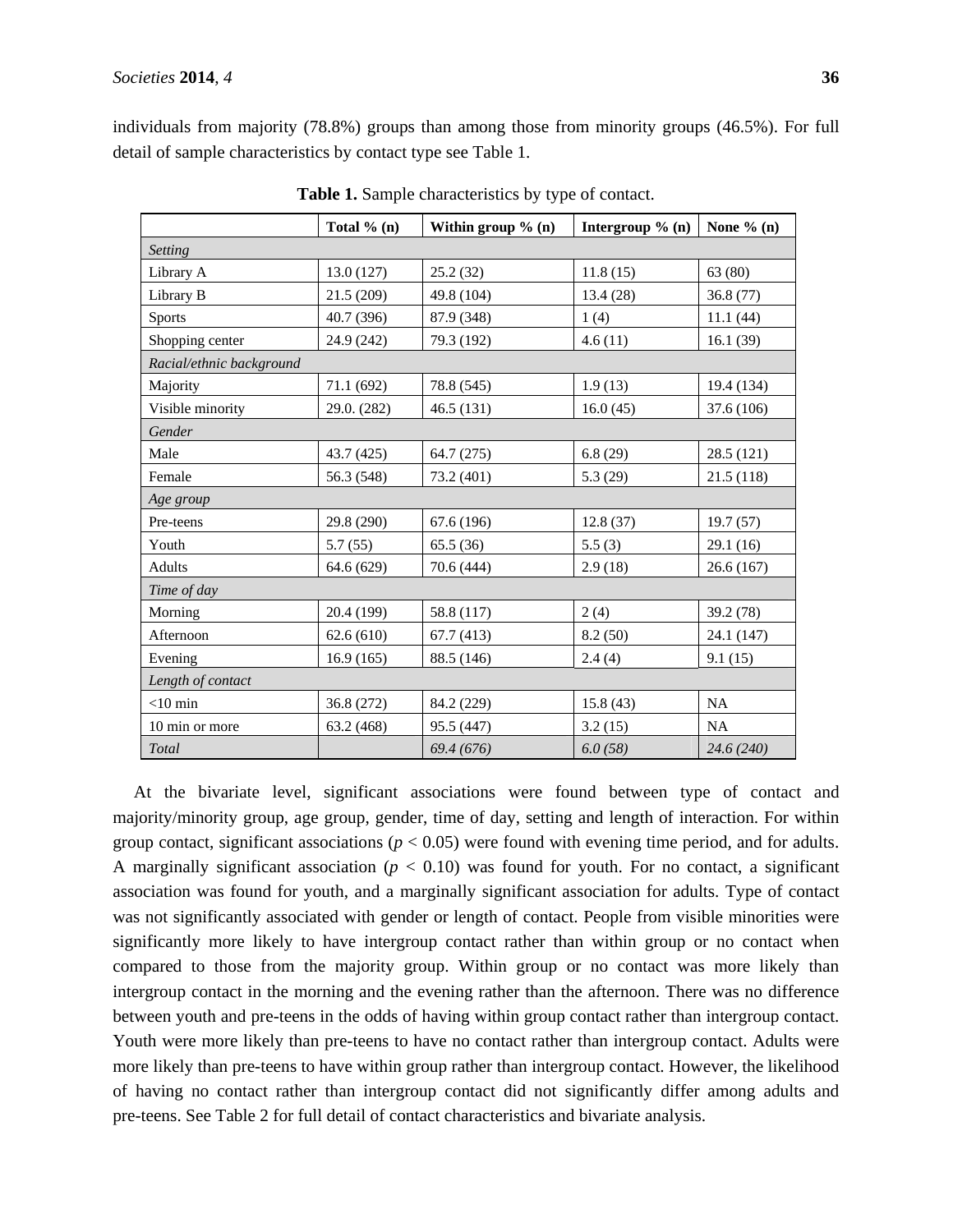individuals from majority (78.8%) groups than among those from minority groups (46.5%). For full detail of sample characteristics by contact type see Table 1.

**Table 1.** Sample characteristics by type of contact.

| | Total % (n) | Within group % (n) | Intergroup % (n) | None % (n) |
|---|---|---|---|---|
| *Setting* | | | | |
| Library A | 13.0 (127) | 25.2 (32) | 11.8 (15) | 63 (80) |
| Library B | 21.5 (209) | 49.8 (104) | 13.4 (28) | 36.8 (77) |
| Sports | 40.7 (396) | 87.9 (348) | 1 (4) | 11.1 (44) |
| Shopping center | 24.9 (242) | 79.3 (192) | 4.6 (11) | 16.1 (39) |
| *Racial/ethnic background* | | | | |
| Majority | 71.1 (692) | 78.8 (545) | 1.9 (13) | 19.4 (134) |
| Visible minority | 29.0. (282) | 46.5 (131) | 16.0 (45) | 37.6 (106) |
| *Gender* | | | | |
| Male | 43.7 (425) | 64.7 (275) | 6.8 (29) | 28.5 (121) |
| Female | 56.3 (548) | 73.2 (401) | 5.3 (29) | 21.5 (118) |
| *Age group* | | | | |
| Pre-teens | 29.8 (290) | 67.6 (196) | 12.8 (37) | 19.7 (57) |
| Youth | 5.7 (55) | 65.5 (36) | 5.5 (3) | 29.1 (16) |
| Adults | 64.6 (629) | 70.6 (444) | 2.9 (18) | 26.6 (167) |
| *Time of day* | | | | |
| Morning | 20.4 (199) | 58.8 (117) | 2 (4) | 39.2 (78) |
| Afternoon | 62.6 (610) | 67.7 (413) | 8.2 (50) | 24.1 (147) |
| Evening | 16.9 (165) | 88.5 (146) | 2.4 (4) | 9.1 (15) |
| *Length of contact* | | | | |
| <10 min | 36.8 (272) | 84.2 (229) | 15.8 (43) | NA |
| 10 min or more | 63.2 (468) | 95.5 (447) | 3.2 (15) | NA |
| *Total* | | *69.4 (676)* | *6.0 (58)* | *24.6 (240)* |

At the bivariate level, significant associations were found between type of contact and majority/minority group, age group, gender, time of day, setting and length of interaction. For within group contact, significant associations ($p < 0.05$) were found with evening time period, and for adults. A marginally significant association ($p < 0.10$) was found for youth. For no contact, a significant association was found for youth, and a marginally significant association for adults. Type of contact was not significantly associated with gender or length of contact. People from visible minorities were significantly more likely to have intergroup contact rather than within group or no contact when compared to those from the majority group. Within group or no contact was more likely than intergroup contact in the morning and the evening rather than the afternoon. There was no difference between youth and pre-teens in the odds of having within group contact rather than intergroup contact. Youth were more likely than pre-teens to have no contact rather than intergroup contact. Adults were more likely than pre-teens to have within group rather than intergroup contact. However, the likelihood of having no contact rather than intergroup contact did not significantly differ among adults and pre-teens. See Table 2 for full detail of contact characteristics and bivariate analysis.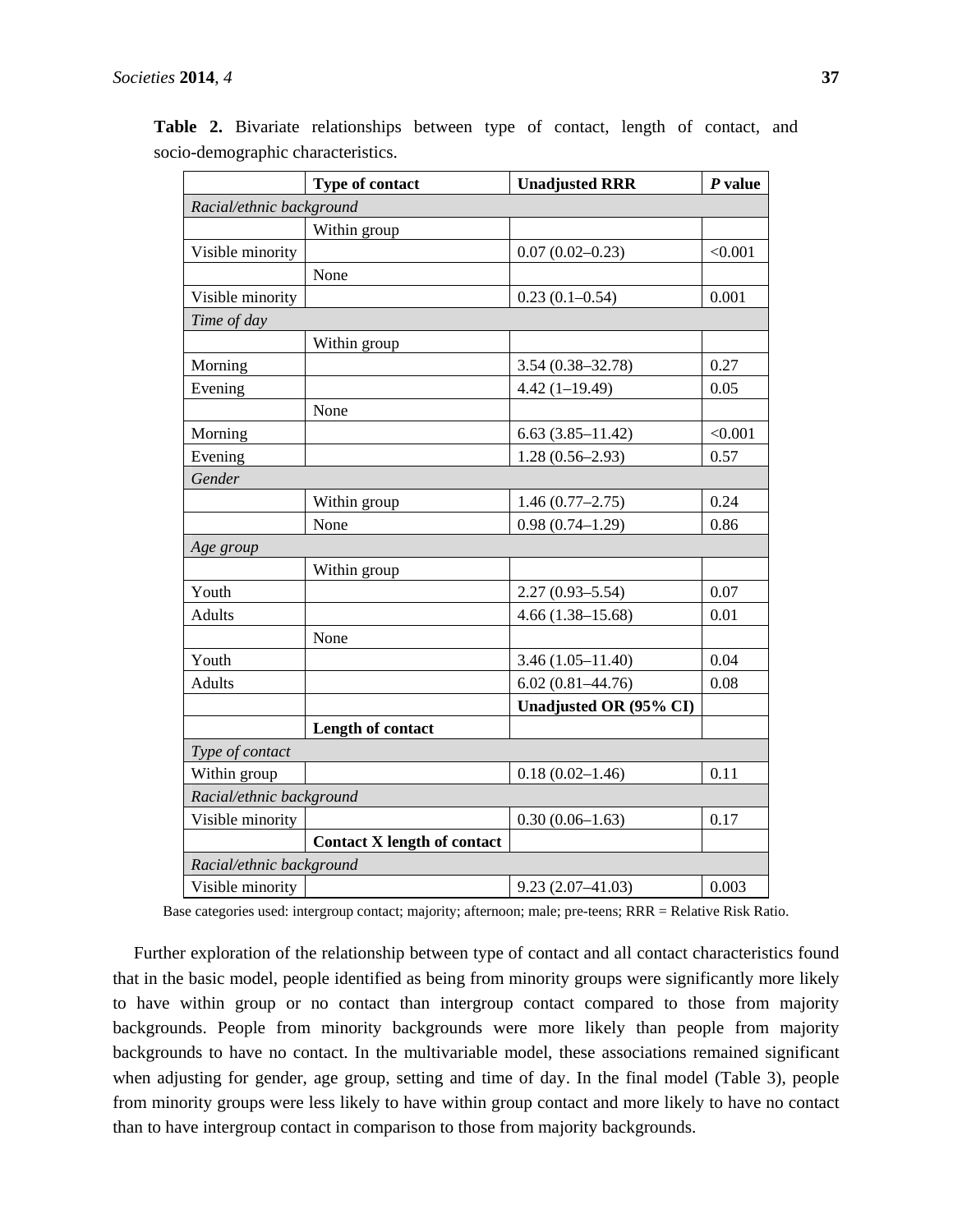**Table 2.** Bivariate relationships between type of contact, length of contact, and socio-demographic characteristics.

| | **Type of contact** | **Unadjusted RRR** | ***P* value** |
|---|---|---|---|
| *Racial/ethnic background* | | | |
| | Within group | | |
| Visible minority | | 0.07 (0.02–0.23) | <0.001 |
| | None | | |
| Visible minority | | 0.23 (0.1–0.54) | 0.001 |
| *Time of day* | | | |
| | Within group | | |
| Morning | | 3.54 (0.38–32.78) | 0.27 |
| Evening | | 4.42 (1–19.49) | 0.05 |
| | None | | |
| Morning | | 6.63 (3.85–11.42) | <0.001 |
| Evening | | 1.28 (0.56–2.93) | 0.57 |
| *Gender* | | | |
| | Within group | 1.46 (0.77–2.75) | 0.24 |
| | None | 0.98 (0.74–1.29) | 0.86 |
| *Age group* | | | |
| | Within group | | |
| Youth | | 2.27 (0.93–5.54) | 0.07 |
| Adults | | 4.66 (1.38–15.68) | 0.01 |
| | None | | |
| Youth | | 3.46 (1.05–11.40) | 0.04 |
| Adults | | 6.02 (0.81–44.76) | 0.08 |
| | | **Unadjusted OR (95% CI)** | |
| | **Length of contact** | | |
| *Type of contact* | | | |
| Within group | | 0.18 (0.02–1.46) | 0.11 |
| *Racial/ethnic background* | | | |
| Visible minority | | 0.30 (0.06–1.63) | 0.17 |
| | **Contact X length of contact** | | |
| *Racial/ethnic background* | | | |
| Visible minority | | 9.23 (2.07–41.03) | 0.003 |

Base categories used: intergroup contact; majority; afternoon; male; pre-teens; RRR = Relative Risk Ratio.

Further exploration of the relationship between type of contact and all contact characteristics found that in the basic model, people identified as being from minority groups were significantly more likely to have within group or no contact than intergroup contact compared to those from majority backgrounds. People from minority backgrounds were more likely than people from majority backgrounds to have no contact. In the multivariable model, these associations remained significant when adjusting for gender, age group, setting and time of day. In the final model (Table 3), people from minority groups were less likely to have within group contact and more likely to have no contact than to have intergroup contact in comparison to those from majority backgrounds.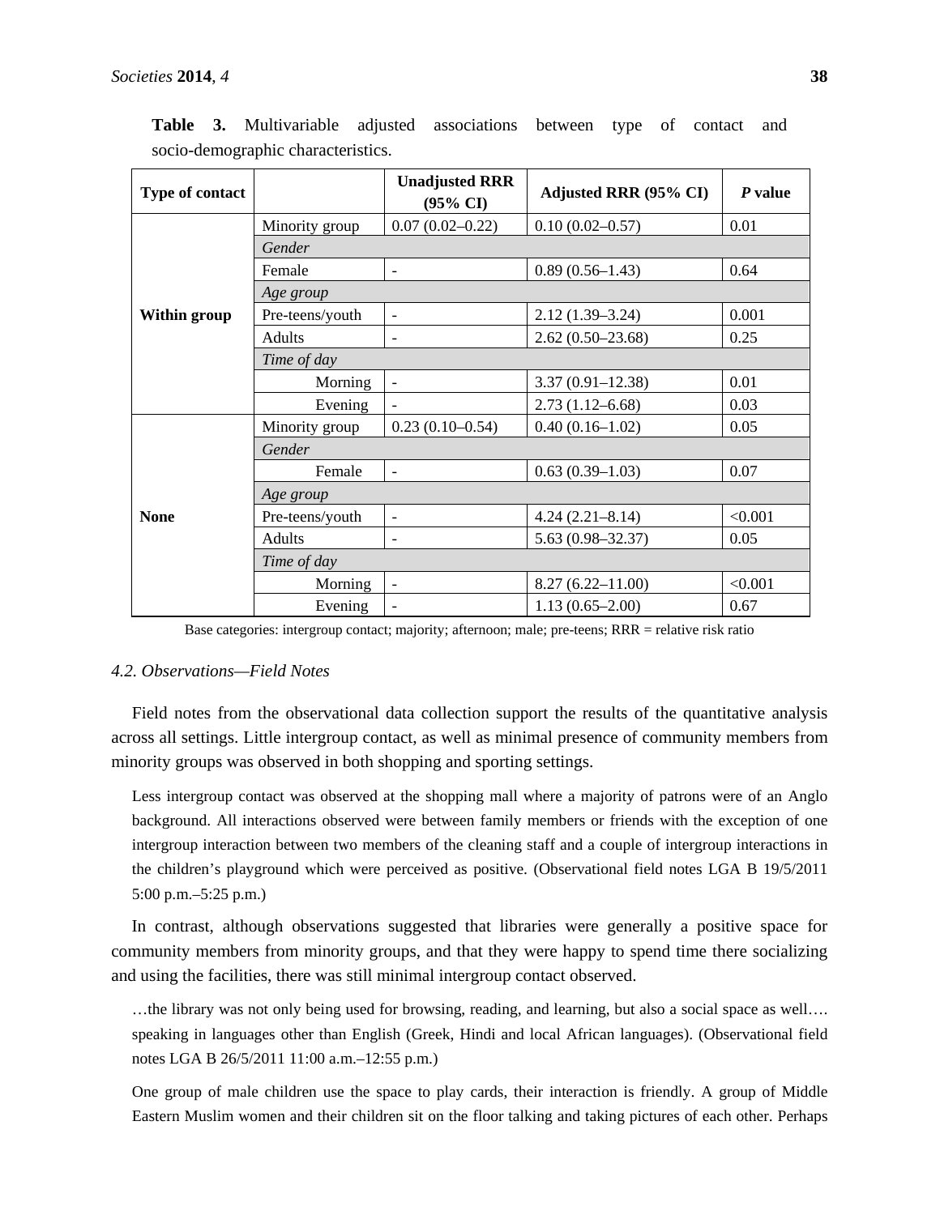**Table 3.** Multivariable adjusted associations between type of contact and socio-demographic characteristics.

| Type of contact | | Unadjusted RRR (95% CI) | Adjusted RRR (95% CI) | *P* value |
|---|---|---|---|---|
| **Within group** | Minority group | 0.07 (0.02–0.22) | 0.10 (0.02–0.57) | 0.01 |
| | *Gender* | | | |
| | Female | - | 0.89 (0.56–1.43) | 0.64 |
| | *Age group* | | | |
| | Pre-teens/youth | - | 2.12 (1.39–3.24) | 0.001 |
| | Adults | - | 2.62 (0.50–23.68) | 0.25 |
| | *Time of day* | | | |
| | Morning | - | 3.37 (0.91–12.38) | 0.01 |
| | Evening | - | 2.73 (1.12–6.68) | 0.03 |
| **None** | Minority group | 0.23 (0.10–0.54) | 0.40 (0.16–1.02) | 0.05 |
| | *Gender* | | | |
| | Female | - | 0.63 (0.39–1.03) | 0.07 |
| | *Age group* | | | |
| | Pre-teens/youth | - | 4.24 (2.21–8.14) | <0.001 |
| | Adults | - | 5.63 (0.98–32.37) | 0.05 |
| | *Time of day* | | | |
| | Morning | - | 8.27 (6.22–11.00) | <0.001 |
| | Evening | - | 1.13 (0.65–2.00) | 0.67 |

Base categories: intergroup contact; majority; afternoon; male; pre-teens; RRR = relative risk ratio

### 4.2. Observations—Field Notes

Field notes from the observational data collection support the results of the quantitative analysis across all settings. Little intergroup contact, as well as minimal presence of community members from minority groups was observed in both shopping and sporting settings.

> Less intergroup contact was observed at the shopping mall where a majority of patrons were of an Anglo background. All interactions observed were between family members or friends with the exception of one intergroup interaction between two members of the cleaning staff and a couple of intergroup interactions in the children's playground which were perceived as positive. (Observational field notes LGA B 19/5/2011 5:00 p.m.–5:25 p.m.)

In contrast, although observations suggested that libraries were generally a positive space for community members from minority groups, and that they were happy to spend time there socializing and using the facilities, there was still minimal intergroup contact observed.

> …the library was not only being used for browsing, reading, and learning, but also a social space as well…. speaking in languages other than English (Greek, Hindi and local African languages). (Observational field notes LGA B 26/5/2011 11:00 a.m.–12:55 p.m.)

> One group of male children use the space to play cards, their interaction is friendly. A group of Middle Eastern Muslim women and their children sit on the floor talking and taking pictures of each other. Perhaps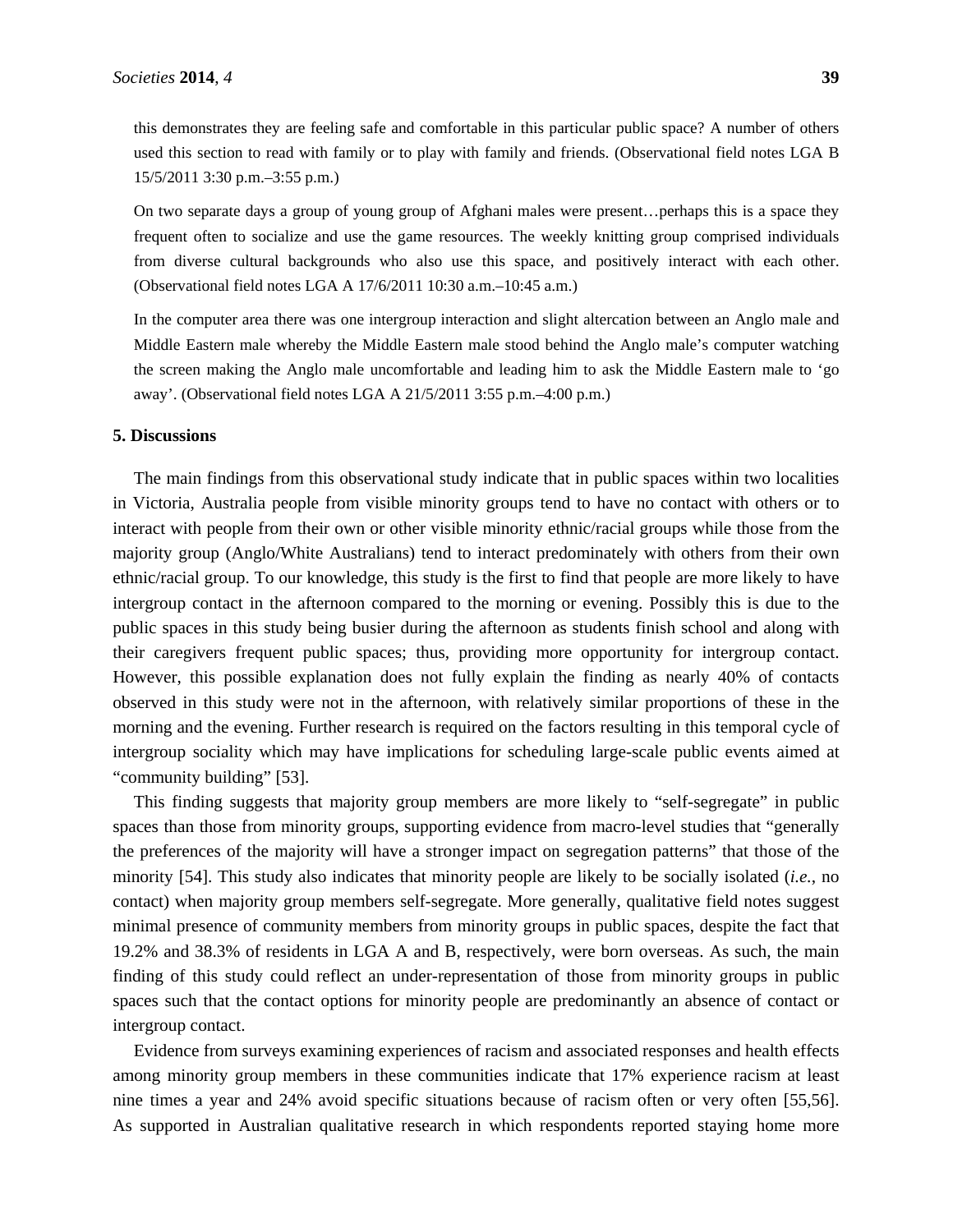this demonstrates they are feeling safe and comfortable in this particular public space? A number of others used this section to read with family or to play with family and friends. (Observational field notes LGA B 15/5/2011 3:30 p.m.–3:55 p.m.)

On two separate days a group of young group of Afghani males were present…perhaps this is a space they frequent often to socialize and use the game resources. The weekly knitting group comprised individuals from diverse cultural backgrounds who also use this space, and positively interact with each other. (Observational field notes LGA A 17/6/2011 10:30 a.m.–10:45 a.m.)

In the computer area there was one intergroup interaction and slight altercation between an Anglo male and Middle Eastern male whereby the Middle Eastern male stood behind the Anglo male's computer watching the screen making the Anglo male uncomfortable and leading him to ask the Middle Eastern male to 'go away'. (Observational field notes LGA A 21/5/2011 3:55 p.m.–4:00 p.m.)

## 5. Discussions

The main findings from this observational study indicate that in public spaces within two localities in Victoria, Australia people from visible minority groups tend to have no contact with others or to interact with people from their own or other visible minority ethnic/racial groups while those from the majority group (Anglo/White Australians) tend to interact predominately with others from their own ethnic/racial group. To our knowledge, this study is the first to find that people are more likely to have intergroup contact in the afternoon compared to the morning or evening. Possibly this is due to the public spaces in this study being busier during the afternoon as students finish school and along with their caregivers frequent public spaces; thus, providing more opportunity for intergroup contact. However, this possible explanation does not fully explain the finding as nearly 40% of contacts observed in this study were not in the afternoon, with relatively similar proportions of these in the morning and the evening. Further research is required on the factors resulting in this temporal cycle of intergroup sociality which may have implications for scheduling large-scale public events aimed at "community building" [53].

This finding suggests that majority group members are more likely to "self-segregate" in public spaces than those from minority groups, supporting evidence from macro-level studies that "generally the preferences of the majority will have a stronger impact on segregation patterns" that those of the minority [54]. This study also indicates that minority people are likely to be socially isolated (*i.e.*, no contact) when majority group members self-segregate. More generally, qualitative field notes suggest minimal presence of community members from minority groups in public spaces, despite the fact that 19.2% and 38.3% of residents in LGA A and B, respectively, were born overseas. As such, the main finding of this study could reflect an under-representation of those from minority groups in public spaces such that the contact options for minority people are predominantly an absence of contact or intergroup contact.

Evidence from surveys examining experiences of racism and associated responses and health effects among minority group members in these communities indicate that 17% experience racism at least nine times a year and 24% avoid specific situations because of racism often or very often [55,56]. As supported in Australian qualitative research in which respondents reported staying home more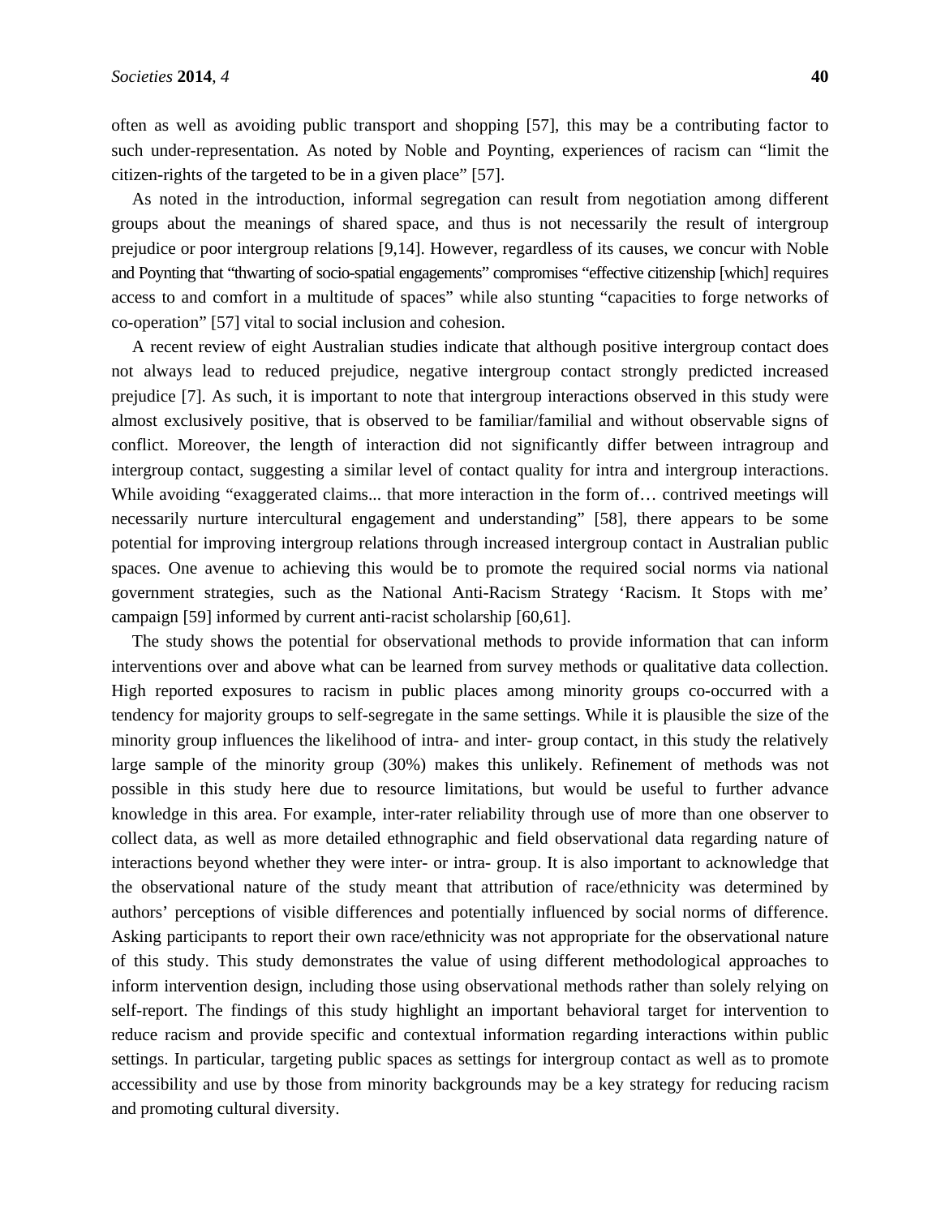often as well as avoiding public transport and shopping [57], this may be a contributing factor to such under-representation. As noted by Noble and Poynting, experiences of racism can "limit the citizen-rights of the targeted to be in a given place" [57].

As noted in the introduction, informal segregation can result from negotiation among different groups about the meanings of shared space, and thus is not necessarily the result of intergroup prejudice or poor intergroup relations [9,14]. However, regardless of its causes, we concur with Noble and Poynting that "thwarting of socio-spatial engagements" compromises "effective citizenship [which] requires access to and comfort in a multitude of spaces" while also stunting "capacities to forge networks of co-operation" [57] vital to social inclusion and cohesion.

A recent review of eight Australian studies indicate that although positive intergroup contact does not always lead to reduced prejudice, negative intergroup contact strongly predicted increased prejudice [7]. As such, it is important to note that intergroup interactions observed in this study were almost exclusively positive, that is observed to be familiar/familial and without observable signs of conflict. Moreover, the length of interaction did not significantly differ between intragroup and intergroup contact, suggesting a similar level of contact quality for intra and intergroup interactions. While avoiding "exaggerated claims... that more interaction in the form of… contrived meetings will necessarily nurture intercultural engagement and understanding" [58], there appears to be some potential for improving intergroup relations through increased intergroup contact in Australian public spaces. One avenue to achieving this would be to promote the required social norms via national government strategies, such as the National Anti-Racism Strategy 'Racism. It Stops with me' campaign [59] informed by current anti-racist scholarship [60,61].

The study shows the potential for observational methods to provide information that can inform interventions over and above what can be learned from survey methods or qualitative data collection. High reported exposures to racism in public places among minority groups co-occurred with a tendency for majority groups to self-segregate in the same settings. While it is plausible the size of the minority group influences the likelihood of intra- and inter- group contact, in this study the relatively large sample of the minority group (30%) makes this unlikely. Refinement of methods was not possible in this study here due to resource limitations, but would be useful to further advance knowledge in this area. For example, inter-rater reliability through use of more than one observer to collect data, as well as more detailed ethnographic and field observational data regarding nature of interactions beyond whether they were inter- or intra- group. It is also important to acknowledge that the observational nature of the study meant that attribution of race/ethnicity was determined by authors' perceptions of visible differences and potentially influenced by social norms of difference. Asking participants to report their own race/ethnicity was not appropriate for the observational nature of this study. This study demonstrates the value of using different methodological approaches to inform intervention design, including those using observational methods rather than solely relying on self-report. The findings of this study highlight an important behavioral target for intervention to reduce racism and provide specific and contextual information regarding interactions within public settings. In particular, targeting public spaces as settings for intergroup contact as well as to promote accessibility and use by those from minority backgrounds may be a key strategy for reducing racism and promoting cultural diversity.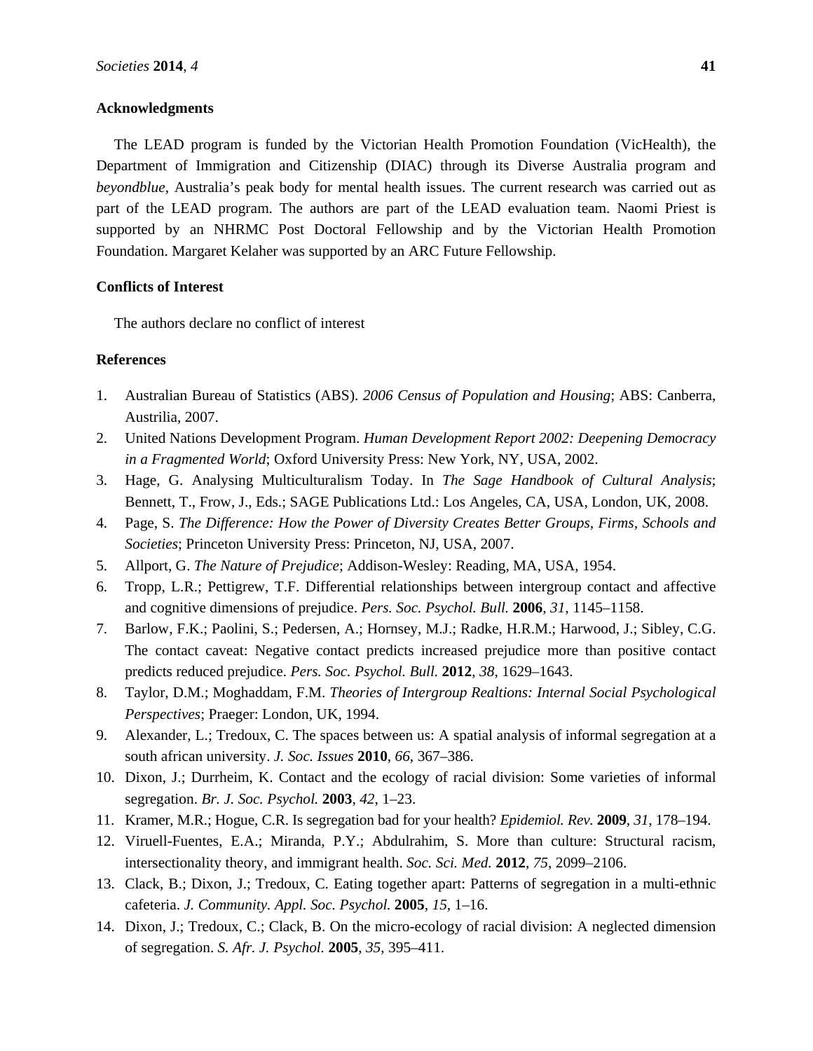## Acknowledgments

The LEAD program is funded by the Victorian Health Promotion Foundation (VicHealth), the Department of Immigration and Citizenship (DIAC) through its Diverse Australia program and *beyondblue*, Australia's peak body for mental health issues. The current research was carried out as part of the LEAD program. The authors are part of the LEAD evaluation team. Naomi Priest is supported by an NHRMC Post Doctoral Fellowship and by the Victorian Health Promotion Foundation. Margaret Kelaher was supported by an ARC Future Fellowship.

## Conflicts of Interest

The authors declare no conflict of interest

## References

1. Australian Bureau of Statistics (ABS). *2006 Census of Population and Housing*; ABS: Canberra, Austrilia, 2007.
2. United Nations Development Program. *Human Development Report 2002: Deepening Democracy in a Fragmented World*; Oxford University Press: New York, NY, USA, 2002.
3. Hage, G. Analysing Multiculturalism Today. In *The Sage Handbook of Cultural Analysis*; Bennett, T., Frow, J., Eds.; SAGE Publications Ltd.: Los Angeles, CA, USA, London, UK, 2008.
4. Page, S. *The Difference: How the Power of Diversity Creates Better Groups, Firms, Schools and Societies*; Princeton University Press: Princeton, NJ, USA, 2007.
5. Allport, G. *The Nature of Prejudice*; Addison-Wesley: Reading, MA, USA, 1954.
6. Tropp, L.R.; Pettigrew, T.F. Differential relationships between intergroup contact and affective and cognitive dimensions of prejudice. *Pers. Soc. Psychol. Bull.* **2006**, *31*, 1145–1158.
7. Barlow, F.K.; Paolini, S.; Pedersen, A.; Hornsey, M.J.; Radke, H.R.M.; Harwood, J.; Sibley, C.G. The contact caveat: Negative contact predicts increased prejudice more than positive contact predicts reduced prejudice. *Pers. Soc. Psychol. Bull.* **2012**, *38*, 1629–1643.
8. Taylor, D.M.; Moghaddam, F.M. *Theories of Intergroup Realtions: Internal Social Psychological Perspectives*; Praeger: London, UK, 1994.
9. Alexander, L.; Tredoux, C. The spaces between us: A spatial analysis of informal segregation at a south african university. *J. Soc. Issues* **2010**, *66*, 367–386.
10. Dixon, J.; Durrheim, K. Contact and the ecology of racial division: Some varieties of informal segregation. *Br. J. Soc. Psychol.* **2003**, *42*, 1–23.
11. Kramer, M.R.; Hogue, C.R. Is segregation bad for your health? *Epidemiol. Rev.* **2009**, *31*, 178–194.
12. Viruell-Fuentes, E.A.; Miranda, P.Y.; Abdulrahim, S. More than culture: Structural racism, intersectionality theory, and immigrant health. *Soc. Sci. Med.* **2012**, *75*, 2099–2106.
13. Clack, B.; Dixon, J.; Tredoux, C. Eating together apart: Patterns of segregation in a multi-ethnic cafeteria. *J. Community. Appl. Soc. Psychol.* **2005**, *15*, 1–16.
14. Dixon, J.; Tredoux, C.; Clack, B. On the micro-ecology of racial division: A neglected dimension of segregation. *S. Afr. J. Psychol.* **2005**, *35*, 395–411.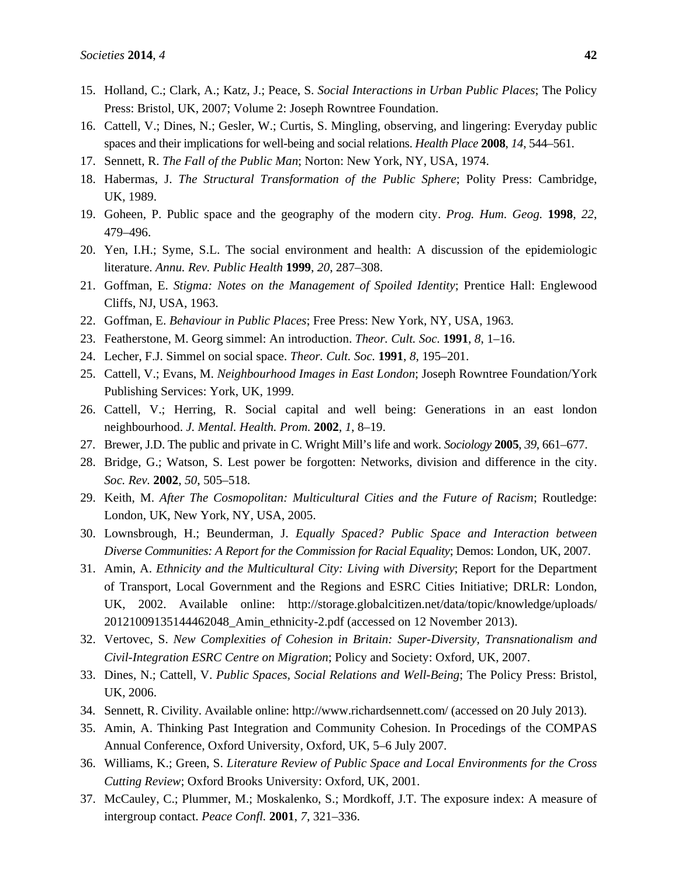15. Holland, C.; Clark, A.; Katz, J.; Peace, S. *Social Interactions in Urban Public Places*; The Policy Press: Bristol, UK, 2007; Volume 2: Joseph Rowntree Foundation.
16. Cattell, V.; Dines, N.; Gesler, W.; Curtis, S. Mingling, observing, and lingering: Everyday public spaces and their implications for well-being and social relations. *Health Place* **2008**, *14*, 544–561.
17. Sennett, R. *The Fall of the Public Man*; Norton: New York, NY, USA, 1974.
18. Habermas, J. *The Structural Transformation of the Public Sphere*; Polity Press: Cambridge, UK, 1989.
19. Goheen, P. Public space and the geography of the modern city. *Prog. Hum. Geog.* **1998**, *22*, 479–496.
20. Yen, I.H.; Syme, S.L. The social environment and health: A discussion of the epidemiologic literature. *Annu. Rev. Public Health* **1999**, *20*, 287–308.
21. Goffman, E. *Stigma: Notes on the Management of Spoiled Identity*; Prentice Hall: Englewood Cliffs, NJ, USA, 1963.
22. Goffman, E. *Behaviour in Public Places*; Free Press: New York, NY, USA, 1963.
23. Featherstone, M. Georg simmel: An introduction. *Theor. Cult. Soc.* **1991**, *8*, 1–16.
24. Lecher, F.J. Simmel on social space. *Theor. Cult. Soc.* **1991**, *8*, 195–201.
25. Cattell, V.; Evans, M. *Neighbourhood Images in East London*; Joseph Rowntree Foundation/York Publishing Services: York, UK, 1999.
26. Cattell, V.; Herring, R. Social capital and well being: Generations in an east london neighbourhood. *J. Mental. Health. Prom.* **2002**, *1*, 8–19.
27. Brewer, J.D. The public and private in C. Wright Mill's life and work. *Sociology* **2005**, *39*, 661–677.
28. Bridge, G.; Watson, S. Lest power be forgotten: Networks, division and difference in the city. *Soc. Rev.* **2002**, *50*, 505–518.
29. Keith, M. *After The Cosmopolitan: Multicultural Cities and the Future of Racism*; Routledge: London, UK, New York, NY, USA, 2005.
30. Lownsbrough, H.; Beunderman, J. *Equally Spaced? Public Space and Interaction between Diverse Communities: A Report for the Commission for Racial Equality*; Demos: London, UK, 2007.
31. Amin, A. *Ethnicity and the Multicultural City: Living with Diversity*; Report for the Department of Transport, Local Government and the Regions and ESRC Cities Initiative; DRLR: London, UK, 2002. Available online: http://storage.globalcitizen.net/data/topic/knowledge/uploads/20121009135144462048_Amin_ethnicity-2.pdf (accessed on 12 November 2013).
32. Vertovec, S. *New Complexities of Cohesion in Britain: Super-Diversity, Transnationalism and Civil-Integration ESRC Centre on Migration*; Policy and Society: Oxford, UK, 2007.
33. Dines, N.; Cattell, V. *Public Spaces, Social Relations and Well-Being*; The Policy Press: Bristol, UK, 2006.
34. Sennett, R. Civility. Available online: http://www.richardsennett.com/ (accessed on 20 July 2013).
35. Amin, A. Thinking Past Integration and Community Cohesion. In Procedings of the COMPAS Annual Conference, Oxford University, Oxford, UK, 5–6 July 2007.
36. Williams, K.; Green, S. *Literature Review of Public Space and Local Environments for the Cross Cutting Review*; Oxford Brooks University: Oxford, UK, 2001.
37. McCauley, C.; Plummer, M.; Moskalenko, S.; Mordkoff, J.T. The exposure index: A measure of intergroup contact. *Peace Confl.* **2001**, *7*, 321–336.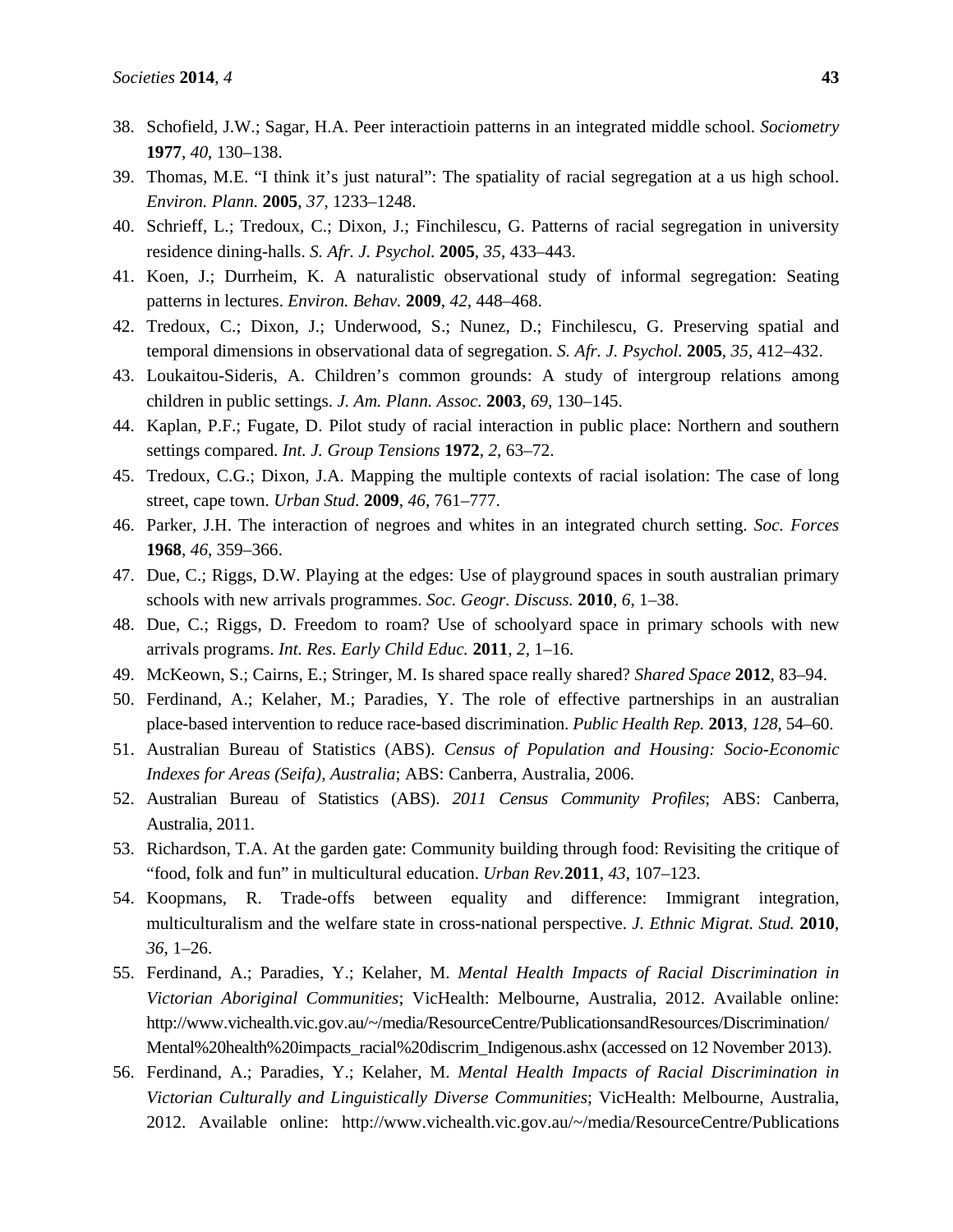38. Schofield, J.W.; Sagar, H.A. Peer interactioin patterns in an integrated middle school. *Sociometry* **1977**, *40*, 130–138.
39. Thomas, M.E. "I think it's just natural": The spatiality of racial segregation at a us high school. *Environ. Plann.* **2005**, *37*, 1233–1248.
40. Schrieff, L.; Tredoux, C.; Dixon, J.; Finchilescu, G. Patterns of racial segregation in university residence dining-halls. *S. Afr. J. Psychol.* **2005**, *35*, 433–443.
41. Koen, J.; Durrheim, K. A naturalistic observational study of informal segregation: Seating patterns in lectures. *Environ. Behav.* **2009**, *42*, 448–468.
42. Tredoux, C.; Dixon, J.; Underwood, S.; Nunez, D.; Finchilescu, G. Preserving spatial and temporal dimensions in observational data of segregation. *S. Afr. J. Psychol.* **2005**, *35*, 412–432.
43. Loukaitou-Sideris, A. Children's common grounds: A study of intergroup relations among children in public settings. *J. Am. Plann. Assoc.* **2003**, *69*, 130–145.
44. Kaplan, P.F.; Fugate, D. Pilot study of racial interaction in public place: Northern and southern settings compared. *Int. J. Group Tensions* **1972**, *2*, 63–72.
45. Tredoux, C.G.; Dixon, J.A. Mapping the multiple contexts of racial isolation: The case of long street, cape town. *Urban Stud.* **2009**, *46*, 761–777.
46. Parker, J.H. The interaction of negroes and whites in an integrated church setting. *Soc. Forces* **1968**, *46*, 359–366.
47. Due, C.; Riggs, D.W. Playing at the edges: Use of playground spaces in south australian primary schools with new arrivals programmes. *Soc. Geogr. Discuss.* **2010**, *6*, 1–38.
48. Due, C.; Riggs, D. Freedom to roam? Use of schoolyard space in primary schools with new arrivals programs. *Int. Res. Early Child Educ.* **2011**, *2*, 1–16.
49. McKeown, S.; Cairns, E.; Stringer, M. Is shared space really shared? *Shared Space* **2012**, 83–94.
50. Ferdinand, A.; Kelaher, M.; Paradies, Y. The role of effective partnerships in an australian place-based intervention to reduce race-based discrimination. *Public Health Rep.* **2013**, *128*, 54–60.
51. Australian Bureau of Statistics (ABS). *Census of Population and Housing: Socio-Economic Indexes for Areas (Seifa), Australia*; ABS: Canberra, Australia, 2006.
52. Australian Bureau of Statistics (ABS). *2011 Census Community Profiles*; ABS: Canberra, Australia, 2011.
53. Richardson, T.A. At the garden gate: Community building through food: Revisiting the critique of "food, folk and fun" in multicultural education. *Urban Rev.***2011**, *43*, 107–123.
54. Koopmans, R. Trade-offs between equality and difference: Immigrant integration, multiculturalism and the welfare state in cross-national perspective. *J. Ethnic Migrat. Stud.* **2010**, *36*, 1–26.
55. Ferdinand, A.; Paradies, Y.; Kelaher, M. *Mental Health Impacts of Racial Discrimination in Victorian Aboriginal Communities*; VicHealth: Melbourne, Australia, 2012. Available online: http://www.vichealth.vic.gov.au/~/media/ResourceCentre/PublicationsandResources/Discrimination/Mental%20health%20impacts_racial%20discrim_Indigenous.ashx (accessed on 12 November 2013).
56. Ferdinand, A.; Paradies, Y.; Kelaher, M. *Mental Health Impacts of Racial Discrimination in Victorian Culturally and Linguistically Diverse Communities*; VicHealth: Melbourne, Australia, 2012. Available online: http://www.vichealth.vic.gov.au/~/media/ResourceCentre/Publications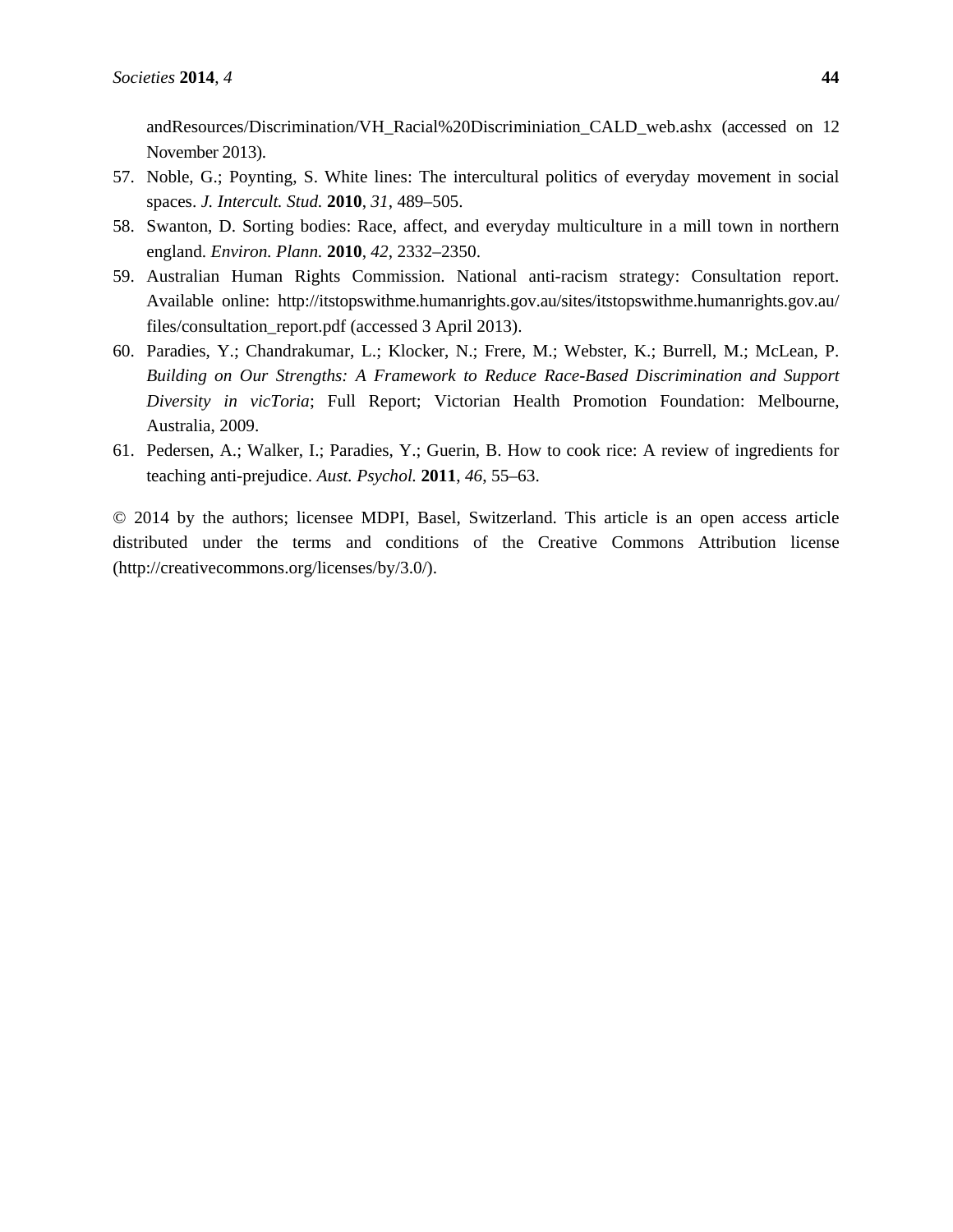andResources/Discrimination/VH_Racial%20Discriminiation_CALD_web.ashx (accessed on 12 November 2013).

57. Noble, G.; Poynting, S. White lines: The intercultural politics of everyday movement in social spaces. *J. Intercult. Stud.* **2010**, *31*, 489–505.
58. Swanton, D. Sorting bodies: Race, affect, and everyday multiculture in a mill town in northern england. *Environ. Plann.* **2010**, *42*, 2332–2350.
59. Australian Human Rights Commission. National anti-racism strategy: Consultation report. Available online: http://itstopswithme.humanrights.gov.au/sites/itstopswithme.humanrights.gov.au/files/consultation_report.pdf (accessed 3 April 2013).
60. Paradies, Y.; Chandrakumar, L.; Klocker, N.; Frere, M.; Webster, K.; Burrell, M.; McLean, P. *Building on Our Strengths: A Framework to Reduce Race-Based Discrimination and Support Diversity in vicToria*; Full Report; Victorian Health Promotion Foundation: Melbourne, Australia, 2009.
61. Pedersen, A.; Walker, I.; Paradies, Y.; Guerin, B. How to cook rice: A review of ingredients for teaching anti-prejudice. *Aust. Psychol.* **2011**, *46*, 55–63.

© 2014 by the authors; licensee MDPI, Basel, Switzerland. This article is an open access article distributed under the terms and conditions of the Creative Commons Attribution license (http://creativecommons.org/licenses/by/3.0/).